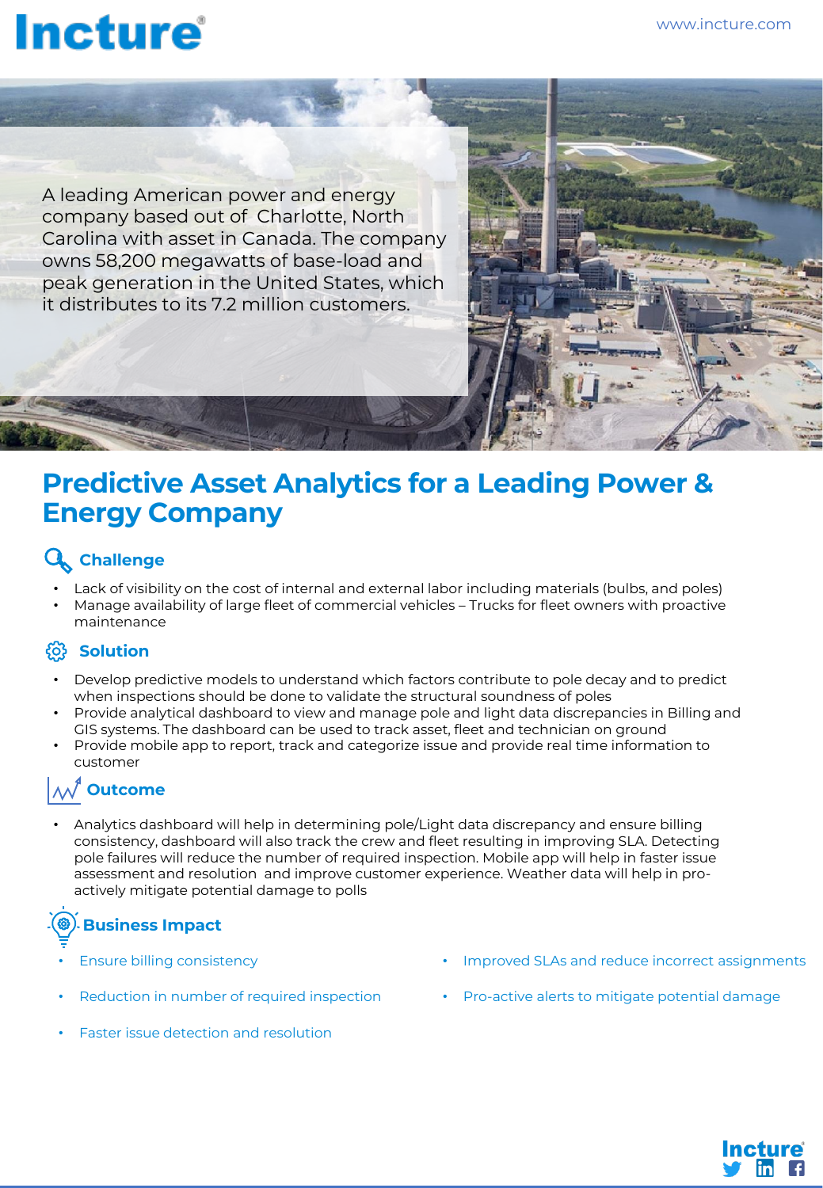A leading American power and energy company based out of Charlotte, North Carolina with asset in Canada. The company owns 58,200 megawatts of base-load and peak generation in the United States, which it distributes to its 7.2 million customers.

# Predictive Asset Analytics for a Leading Power & Energy Company

## Challenge

- Lack of visibility on the cost of internal and external labor including materials (bulbs, and poles)
- Manage availability of large fleet of commercial vehicles – Trucks for fleet owners with proactive maintenance

## Solution

- Develop predictive models to understand which factors contribute to pole decay and to predict when inspections should be done to validate the structural soundness of poles
- Provide analytical dashboard to view and manage pole and light data discrepancies in Billing and GIS systems. The dashboard can be used to track asset, fleet and technician on ground
- Provide mobile app to report, track and categorize issue and provide real time information to customer

## Outcome

- Analytics dashboard will help in determining pole/Light data discrepancy and ensure billing consistency, dashboard will also track the crew and fleet resulting in improving SLA. Detecting pole failures will reduce the number of required inspection. Mobile app will help in faster issue assessment and resolution and improve customer experience. Weather data will help in pro-actively mitigate potential damage to polls

## Business Impact

- Ensure billing consistency
- Reduction in number of required inspection
- Faster issue detection and resolution
- Improved SLAs and reduce incorrect assignments
- Pro-active alerts to mitigate potential damage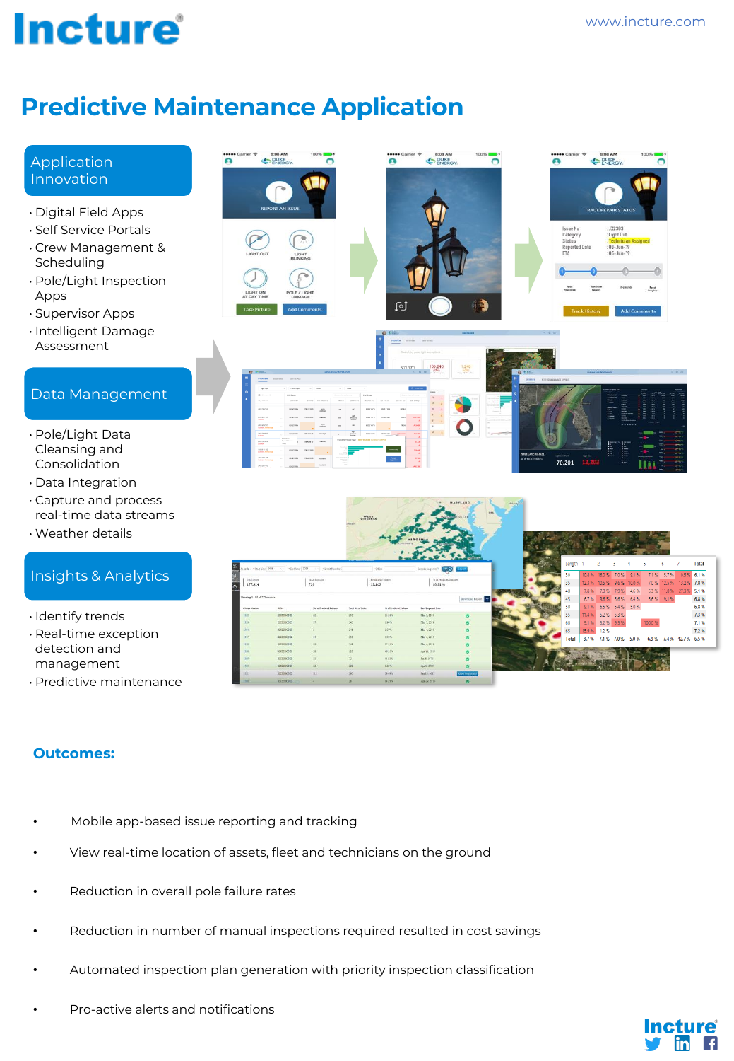# Predictive Maintenance Application

## Application Innovation

- Digital Field Apps
- Self Service Portals
- Crew Management & Scheduling
- Pole/Light Inspection Apps
- Supervisor Apps
- Intelligent Damage Assessment

## Data Management

- Pole/Light Data Cleansing and Consolidation
- Data Integration
- Capture and process real-time data streams
- Weather details

## Insights & Analytics

- Identify trends
- Real-time exception detection and management
- Predictive maintenance

## Outcomes:

- Mobile app-based issue reporting and tracking
- View real-time location of assets, fleet and technicians on the ground
- Reduction in overall pole failure rates
- Reduction in number of manual inspections required resulted in cost savings
- Automated inspection plan generation with priority inspection classification
- Pro-active alerts and notifications